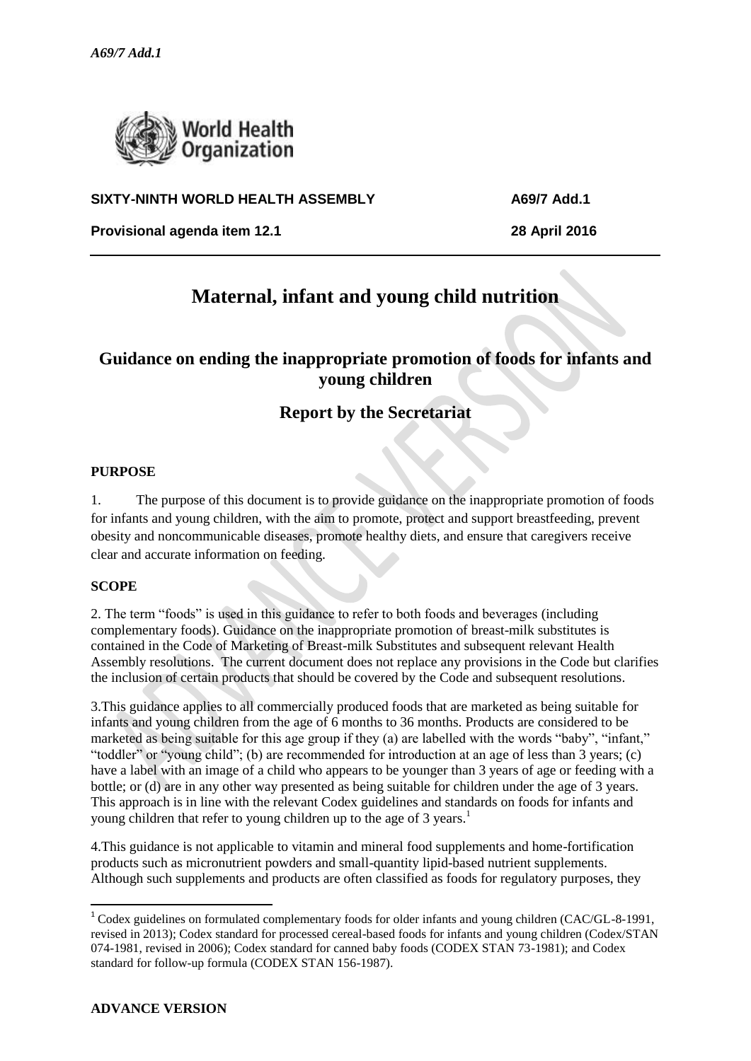**SIXTY-NINTH WORLD HEALTH ASSEMBLY** **A69/7 Add.1**

**Provisional agenda item 12.1** **28 April 2016**

# Maternal, infant and young child nutrition

## Guidance on ending the inappropriate promotion of foods for infants and young children

## Report by the Secretariat

### PURPOSE

1. The purpose of this document is to provide guidance on the inappropriate promotion of foods for infants and young children, with the aim to promote, protect and support breastfeeding, prevent obesity and noncommunicable diseases, promote healthy diets, and ensure that caregivers receive clear and accurate information on feeding.

### SCOPE

2. The term "foods" is used in this guidance to refer to both foods and beverages (including complementary foods). Guidance on the inappropriate promotion of breast-milk substitutes is contained in the Code of Marketing of Breast-milk Substitutes and subsequent relevant Health Assembly resolutions. The current document does not replace any provisions in the Code but clarifies the inclusion of certain products that should be covered by the Code and subsequent resolutions.

3. This guidance applies to all commercially produced foods that are marketed as being suitable for infants and young children from the age of 6 months to 36 months. Products are considered to be marketed as being suitable for this age group if they (a) are labelled with the words "baby", "infant," "toddler" or "young child"; (b) are recommended for introduction at an age of less than 3 years; (c) have a label with an image of a child who appears to be younger than 3 years of age or feeding with a bottle; or (d) are in any other way presented as being suitable for children under the age of 3 years. This approach is in line with the relevant Codex guidelines and standards on foods for infants and young children that refer to young children up to the age of 3 years.[1]

4. This guidance is not applicable to vitamin and mineral food supplements and home-fortification products such as micronutrient powders and small-quantity lipid-based nutrient supplements. Although such supplements and products are often classified as foods for regulatory purposes, they

---

[1] Codex guidelines on formulated complementary foods for older infants and young children (CAC/GL-8-1991, revised in 2013); Codex standard for processed cereal-based foods for infants and young children (Codex/STAN 074-1981, revised in 2006); Codex standard for canned baby foods (CODEX STAN 73-1981); and Codex standard for follow-up formula (CODEX STAN 156-1987).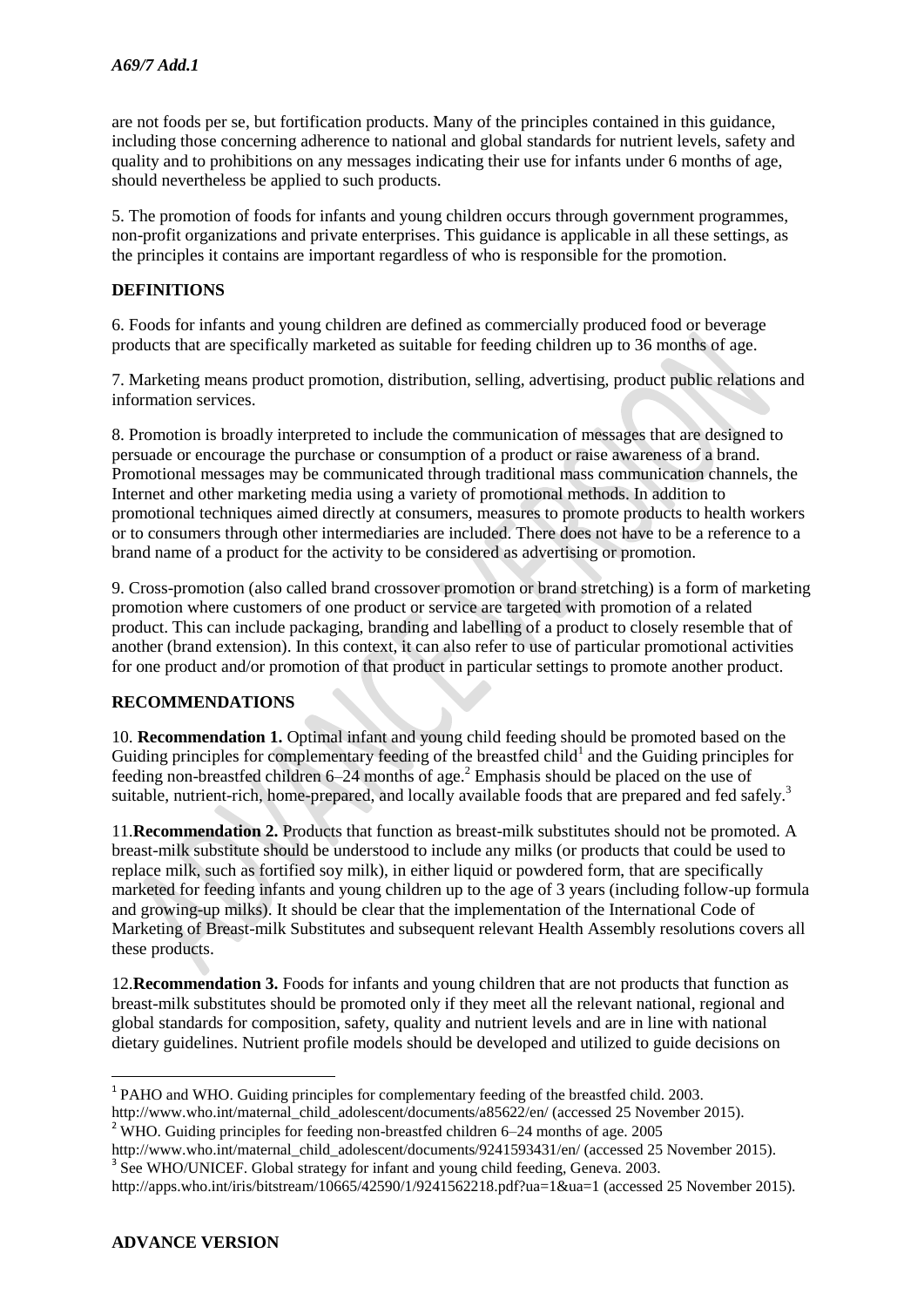are not foods per se, but fortification products. Many of the principles contained in this guidance, including those concerning adherence to national and global standards for nutrient levels, safety and quality and to prohibitions on any messages indicating their use for infants under 6 months of age, should nevertheless be applied to such products.

5. The promotion of foods for infants and young children occurs through government programmes, non-profit organizations and private enterprises. This guidance is applicable in all these settings, as the principles it contains are important regardless of who is responsible for the promotion.

## DEFINITIONS

6. Foods for infants and young children are defined as commercially produced food or beverage products that are specifically marketed as suitable for feeding children up to 36 months of age.

7. Marketing means product promotion, distribution, selling, advertising, product public relations and information services.

8. Promotion is broadly interpreted to include the communication of messages that are designed to persuade or encourage the purchase or consumption of a product or raise awareness of a brand. Promotional messages may be communicated through traditional mass communication channels, the Internet and other marketing media using a variety of promotional methods. In addition to promotional techniques aimed directly at consumers, measures to promote products to health workers or to consumers through other intermediaries are included. There does not have to be a reference to a brand name of a product for the activity to be considered as advertising or promotion.

9. Cross-promotion (also called brand crossover promotion or brand stretching) is a form of marketing promotion where customers of one product or service are targeted with promotion of a related product. This can include packaging, branding and labelling of a product to closely resemble that of another (brand extension). In this context, it can also refer to use of particular promotional activities for one product and/or promotion of that product in particular settings to promote another product.

## RECOMMENDATIONS

10. **Recommendation 1.** Optimal infant and young child feeding should be promoted based on the Guiding principles for complementary feeding of the breastfed child[1] and the Guiding principles for feeding non-breastfed children 6–24 months of age.[2] Emphasis should be placed on the use of suitable, nutrient-rich, home-prepared, and locally available foods that are prepared and fed safely.[3]

11. **Recommendation 2.** Products that function as breast-milk substitutes should not be promoted. A breast-milk substitute should be understood to include any milks (or products that could be used to replace milk, such as fortified soy milk), in either liquid or powdered form, that are specifically marketed for feeding infants and young children up to the age of 3 years (including follow-up formula and growing-up milks). It should be clear that the implementation of the International Code of Marketing of Breast-milk Substitutes and subsequent relevant Health Assembly resolutions covers all these products.

12. **Recommendation 3.** Foods for infants and young children that are not products that function as breast-milk substitutes should be promoted only if they meet all the relevant national, regional and global standards for composition, safety, quality and nutrient levels and are in line with national dietary guidelines. Nutrient profile models should be developed and utilized to guide decisions on

---

[1] PAHO and WHO. Guiding principles for complementary feeding of the breastfed child. 2003. http://www.who.int/maternal_child_adolescent/documents/a85622/en/ (accessed 25 November 2015).

[2] WHO. Guiding principles for feeding non-breastfed children 6–24 months of age. 2005 http://www.who.int/maternal_child_adolescent/documents/9241593431/en/ (accessed 25 November 2015).

[3] See WHO/UNICEF. Global strategy for infant and young child feeding, Geneva. 2003. http://apps.who.int/iris/bitstream/10665/42590/1/9241562218.pdf?ua=1&ua=1 (accessed 25 November 2015).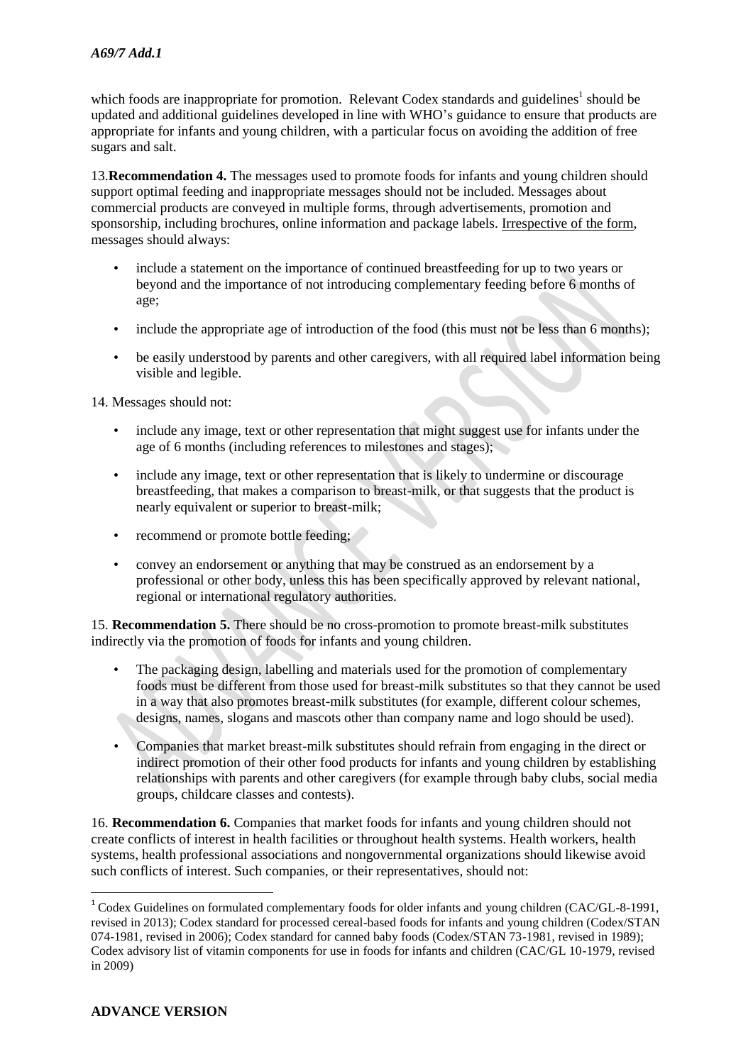which foods are inappropriate for promotion. Relevant Codex standards and guidelines[1] should be updated and additional guidelines developed in line with WHO's guidance to ensure that products are appropriate for infants and young children, with a particular focus on avoiding the addition of free sugars and salt.

13. **Recommendation 4.** The messages used to promote foods for infants and young children should support optimal feeding and inappropriate messages should not be included. Messages about commercial products are conveyed in multiple forms, through advertisements, promotion and sponsorship, including brochures, online information and package labels. Irrespective of the form, messages should always:

- include a statement on the importance of continued breastfeeding for up to two years or beyond and the importance of not introducing complementary feeding before 6 months of age;
- include the appropriate age of introduction of the food (this must not be less than 6 months);
- be easily understood by parents and other caregivers, with all required label information being visible and legible.

14. Messages should not:

- include any image, text or other representation that might suggest use for infants under the age of 6 months (including references to milestones and stages);
- include any image, text or other representation that is likely to undermine or discourage breastfeeding, that makes a comparison to breast-milk, or that suggests that the product is nearly equivalent or superior to breast-milk;
- recommend or promote bottle feeding;
- convey an endorsement or anything that may be construed as an endorsement by a professional or other body, unless this has been specifically approved by relevant national, regional or international regulatory authorities.

15. **Recommendation 5.** There should be no cross-promotion to promote breast-milk substitutes indirectly via the promotion of foods for infants and young children.

- The packaging design, labelling and materials used for the promotion of complementary foods must be different from those used for breast-milk substitutes so that they cannot be used in a way that also promotes breast-milk substitutes (for example, different colour schemes, designs, names, slogans and mascots other than company name and logo should be used).
- Companies that market breast-milk substitutes should refrain from engaging in the direct or indirect promotion of their other food products for infants and young children by establishing relationships with parents and other caregivers (for example through baby clubs, social media groups, childcare classes and contests).

16. **Recommendation 6.** Companies that market foods for infants and young children should not create conflicts of interest in health facilities or throughout health systems. Health workers, health systems, health professional associations and nongovernmental organizations should likewise avoid such conflicts of interest. Such companies, or their representatives, should not:

---

[1] Codex Guidelines on formulated complementary foods for older infants and young children (CAC/GL-8-1991, revised in 2013); Codex standard for processed cereal-based foods for infants and young children (Codex/STAN 074-1981, revised in 2006); Codex standard for canned baby foods (Codex/STAN 73-1981, revised in 1989); Codex advisory list of vitamin components for use in foods for infants and children (CAC/GL 10-1979, revised in 2009)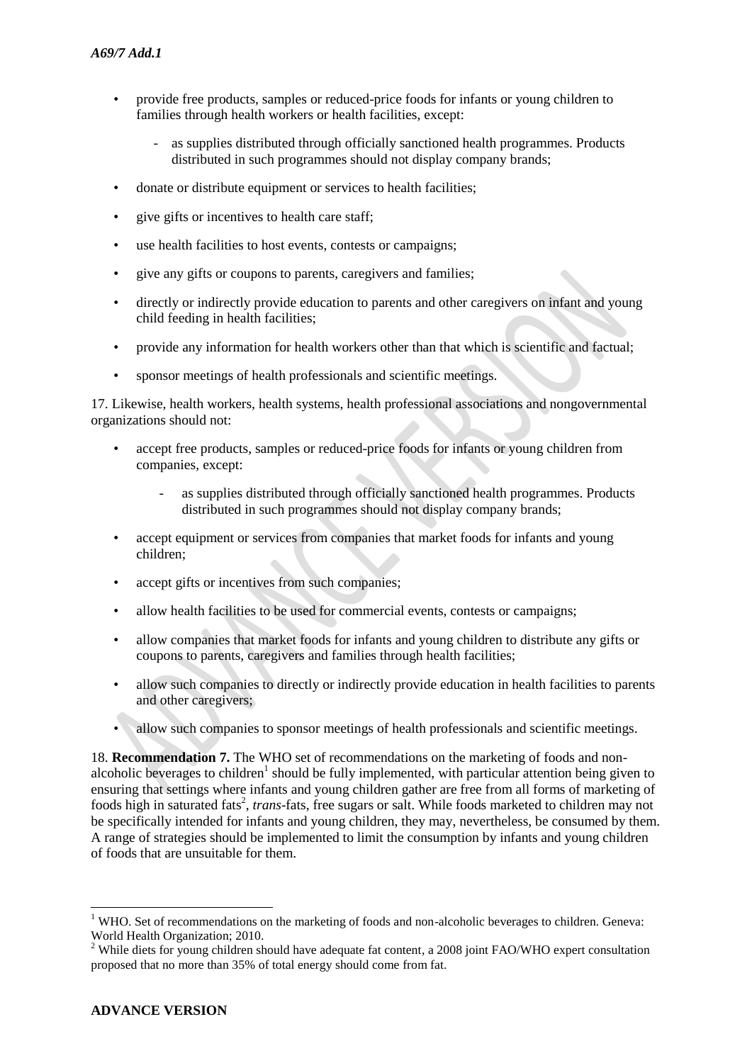- provide free products, samples or reduced-price foods for infants or young children to families through health workers or health facilities, except:
    - as supplies distributed through officially sanctioned health programmes. Products distributed in such programmes should not display company brands;
- donate or distribute equipment or services to health facilities;
- give gifts or incentives to health care staff;
- use health facilities to host events, contests or campaigns;
- give any gifts or coupons to parents, caregivers and families;
- directly or indirectly provide education to parents and other caregivers on infant and young child feeding in health facilities;
- provide any information for health workers other than that which is scientific and factual;
- sponsor meetings of health professionals and scientific meetings.

17. Likewise, health workers, health systems, health professional associations and nongovernmental organizations should not:

- accept free products, samples or reduced-price foods for infants or young children from companies, except:
    - as supplies distributed through officially sanctioned health programmes. Products distributed in such programmes should not display company brands;
- accept equipment or services from companies that market foods for infants and young children;
- accept gifts or incentives from such companies;
- allow health facilities to be used for commercial events, contests or campaigns;
- allow companies that market foods for infants and young children to distribute any gifts or coupons to parents, caregivers and families through health facilities;
- allow such companies to directly or indirectly provide education in health facilities to parents and other caregivers;
- allow such companies to sponsor meetings of health professionals and scientific meetings.

18. **Recommendation 7.** The WHO set of recommendations on the marketing of foods and non-alcoholic beverages to children[1] should be fully implemented, with particular attention being given to ensuring that settings where infants and young children gather are free from all forms of marketing of foods high in saturated fats[2], *trans*-fats, free sugars or salt. While foods marketed to children may not be specifically intended for infants and young children, they may, nevertheless, be consumed by them. A range of strategies should be implemented to limit the consumption by infants and young children of foods that are unsuitable for them.

---

[1] WHO. Set of recommendations on the marketing of foods and non-alcoholic beverages to children. Geneva: World Health Organization; 2010.

[2] While diets for young children should have adequate fat content, a 2008 joint FAO/WHO expert consultation proposed that no more than 35% of total energy should come from fat.